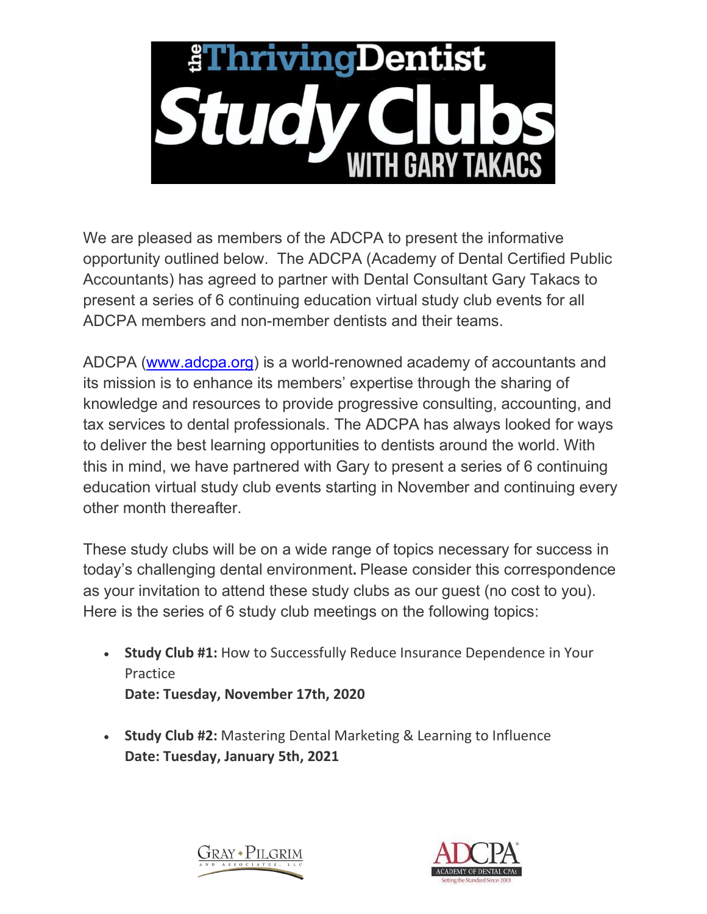# the Thriving Dentist Study Clubs WITH GARY TAKACS

We are pleased as members of the ADCPA to present the informative opportunity outlined below. The ADCPA (Academy of Dental Certified Public Accountants) has agreed to partner with Dental Consultant Gary Takacs to present a series of 6 continuing education virtual study club events for all ADCPA members and non-member dentists and their teams.

ADCPA (www.adcpa.org) is a world-renowned academy of accountants and its mission is to enhance its members' expertise through the sharing of knowledge and resources to provide progressive consulting, accounting, and tax services to dental professionals. The ADCPA has always looked for ways to deliver the best learning opportunities to dentists around the world. With this in mind, we have partnered with Gary to present a series of 6 continuing education virtual study club events starting in November and continuing every other month thereafter.

These study clubs will be on a wide range of topics necessary for success in today's challenging dental environment. Please consider this correspondence as your invitation to attend these study clubs as our guest (no cost to you). Here is the series of 6 study club meetings on the following topics:

- **Study Club #1:** How to Successfully Reduce Insurance Dependence in Your Practice
  **Date: Tuesday, November 17th, 2020**

- **Study Club #2:** Mastering Dental Marketing & Learning to Influence
  **Date: Tuesday, January 5th, 2021**

GRAY • PILGRIM AND ASSOCIATES, LLC

ADCPA ACADEMY OF DENTAL CPAs Setting the Standard Since 2001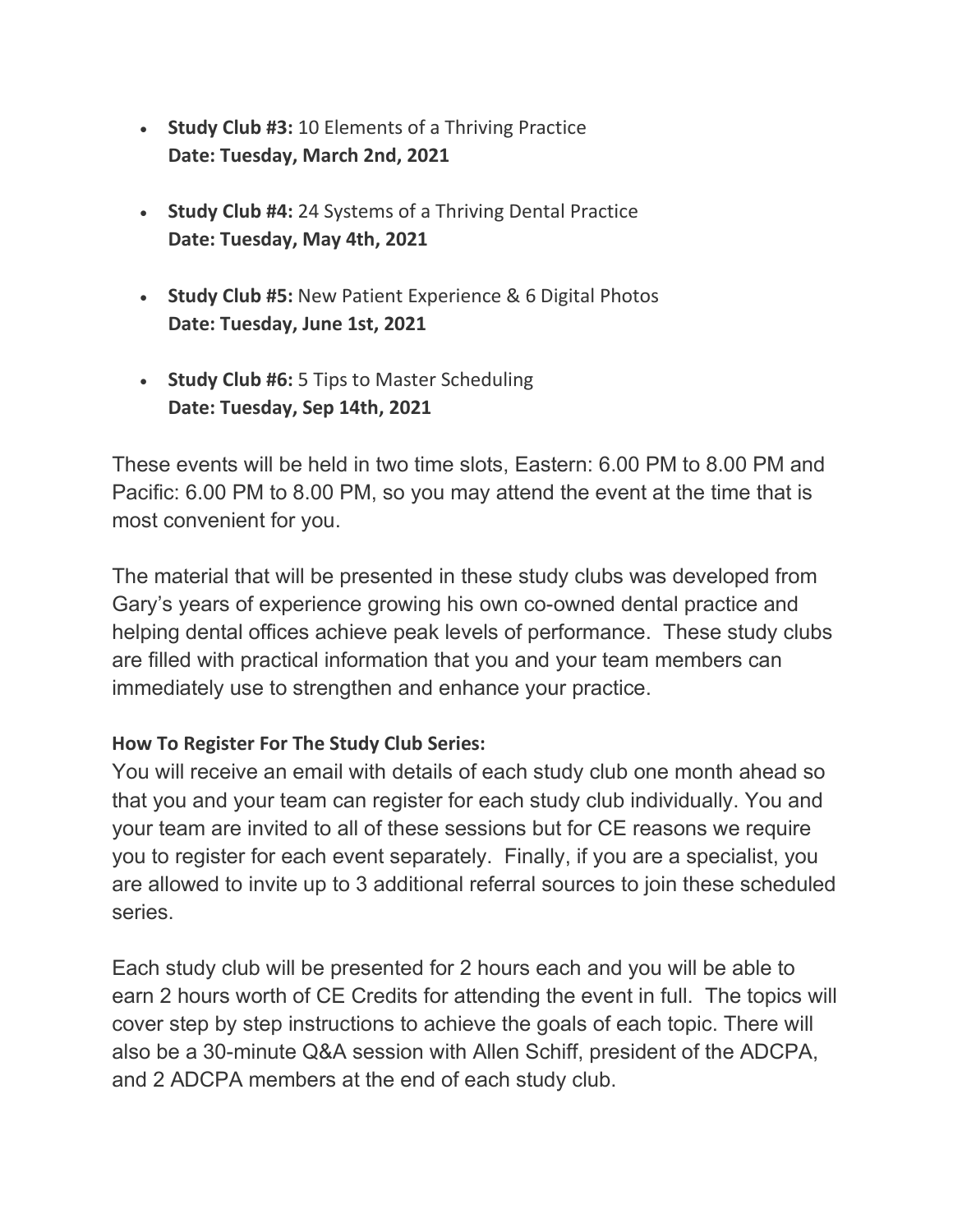- **Study Club #3:** 10 Elements of a Thriving Practice
  **Date: Tuesday, March 2nd, 2021**

- **Study Club #4:** 24 Systems of a Thriving Dental Practice
  **Date: Tuesday, May 4th, 2021**

- **Study Club #5:** New Patient Experience & 6 Digital Photos
  **Date: Tuesday, June 1st, 2021**

- **Study Club #6:** 5 Tips to Master Scheduling
  **Date: Tuesday, Sep 14th, 2021**

These events will be held in two time slots, Eastern: 6.00 PM to 8.00 PM and Pacific: 6.00 PM to 8.00 PM, so you may attend the event at the time that is most convenient for you.

The material that will be presented in these study clubs was developed from Gary's years of experience growing his own co-owned dental practice and helping dental offices achieve peak levels of performance. These study clubs are filled with practical information that you and your team members can immediately use to strengthen and enhance your practice.

**How To Register For The Study Club Series:**

You will receive an email with details of each study club one month ahead so that you and your team can register for each study club individually. You and your team are invited to all of these sessions but for CE reasons we require you to register for each event separately. Finally, if you are a specialist, you are allowed to invite up to 3 additional referral sources to join these scheduled series.

Each study club will be presented for 2 hours each and you will be able to earn 2 hours worth of CE Credits for attending the event in full. The topics will cover step by step instructions to achieve the goals of each topic. There will also be a 30-minute Q&A session with Allen Schiff, president of the ADCPA, and 2 ADCPA members at the end of each study club.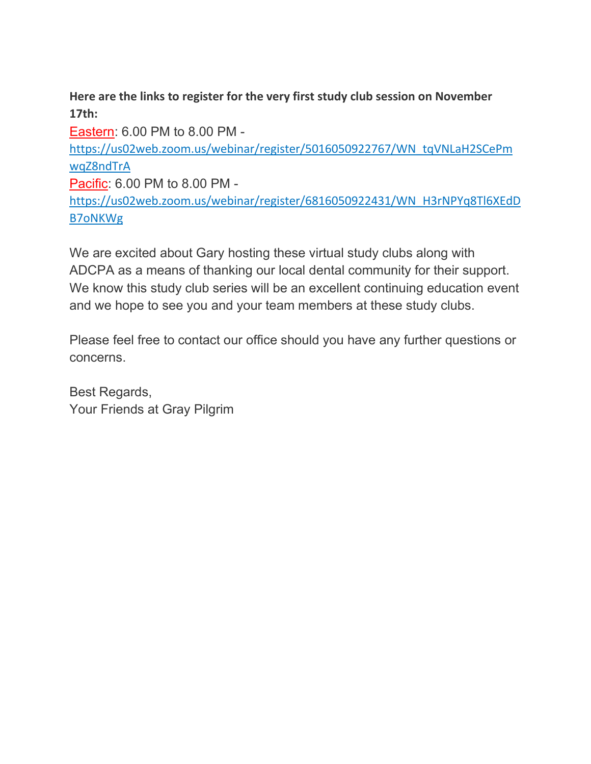**Here are the links to register for the very first study club session on November 17th:**

Eastern: 6.00 PM to 8.00 PM - https://us02web.zoom.us/webinar/register/5016050922767/WN_tqVNLaH2SCePmwqZ8ndTrA

Pacific: 6.00 PM to 8.00 PM - https://us02web.zoom.us/webinar/register/6816050922431/WN_H3rNPYq8Tl6XEdDB7oNKWg

We are excited about Gary hosting these virtual study clubs along with ADCPA as a means of thanking our local dental community for their support. We know this study club series will be an excellent continuing education event and we hope to see you and your team members at these study clubs.

Please feel free to contact our office should you have any further questions or concerns.

Best Regards,
Your Friends at Gray Pilgrim